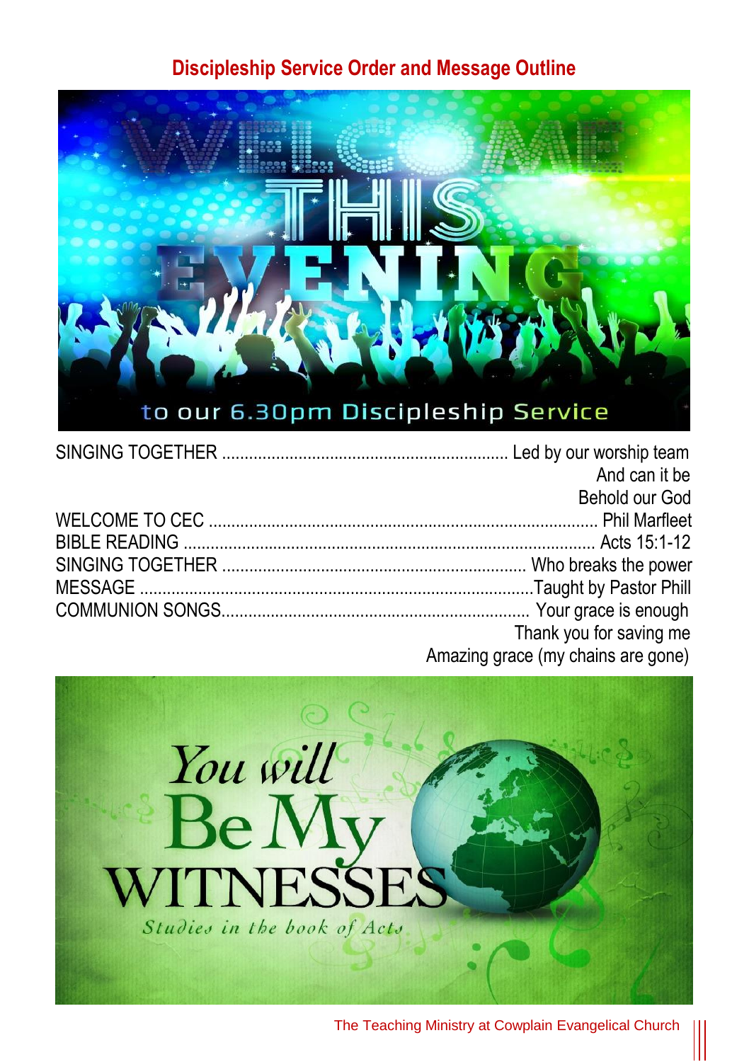## Discipleship Service Order and Message Outline

WELCOME THIS EVENING

to our 6.30pm Discipleship Service

SINGING TOGETHER ................................................. Led by our worship team
And can it be
Behold our God

WELCOME TO CEC ................................................. Phil Marfleet

BIBLE READING ................................................. Acts 15:1-12

SINGING TOGETHER ................................................. Who breaks the power

MESSAGE ................................................. Taught by Pastor Phill

COMMUNION SONGS................................................. Your grace is enough
Thank you for saving me
Amazing grace (my chains are gone)

You will Be My WITNESSES

*Studies in the book of Acts*

The Teaching Ministry at Cowplain Evangelical Church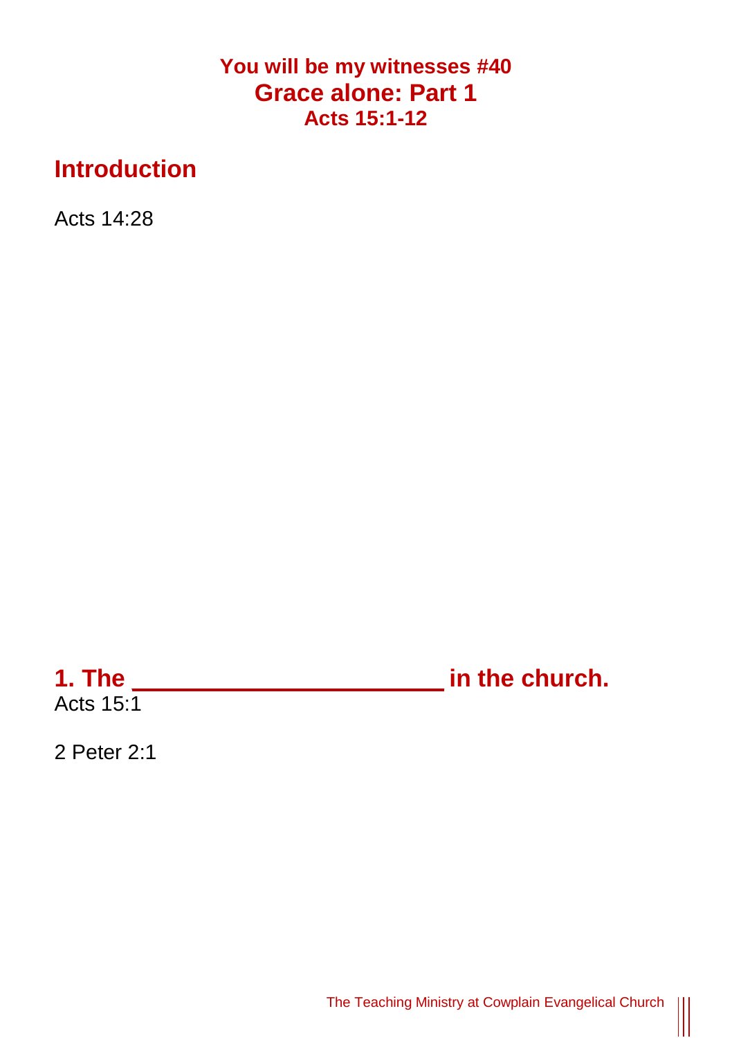**You will be my witnesses #40**

# Grace alone: Part 1

**Acts 15:1-12**

## Introduction

Acts 14:28

## 1. The ______________________ in the church.

Acts 15:1

2 Peter 2:1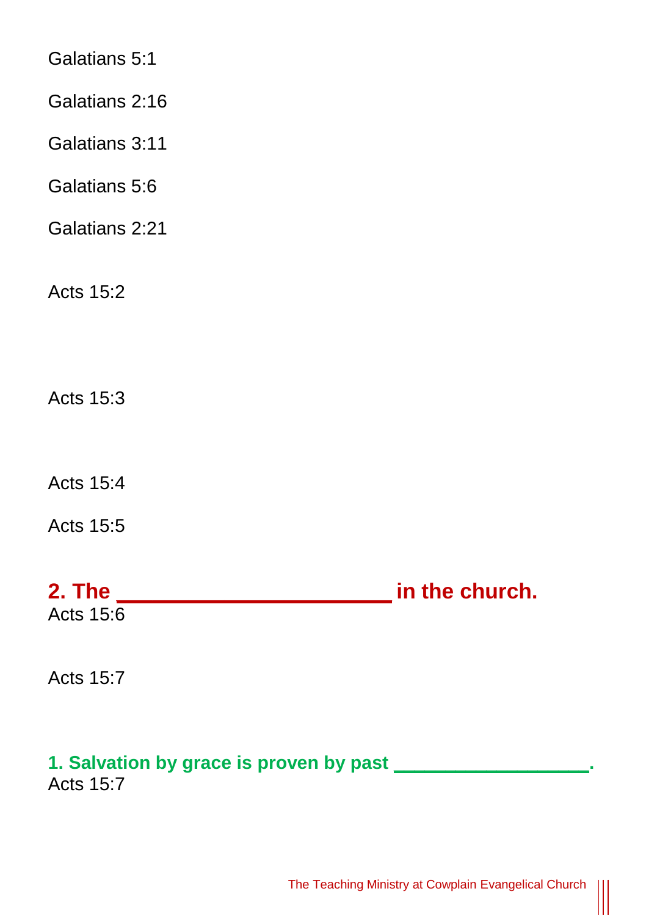Galatians 5:1

Galatians 2:16

Galatians 3:11

Galatians 5:6

Galatians 2:21

Acts 15:2

Acts 15:3

Acts 15:4

Acts 15:5

## 2. The ______________________ in the church.

Acts 15:6

Acts 15:7

### 1. Salvation by grace is proven by past ________________.

Acts 15:7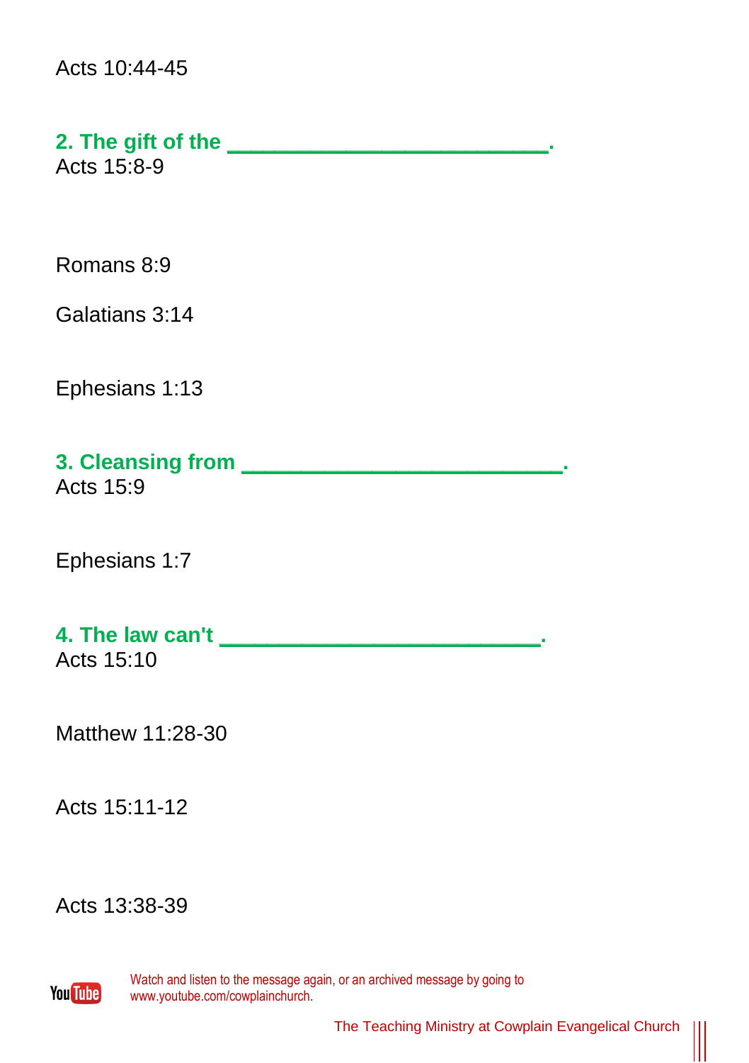Acts 10:44-45

**2. The gift of the _________________________.**

Acts 15:8-9

Romans 8:9

Galatians 3:14

Ephesians 1:13

**3. Cleansing from _________________________.**

Acts 15:9

Ephesians 1:7

**4. The law can't _________________________.**

Acts 15:10

Matthew 11:28-30

Acts 15:11-12

Acts 13:38-39

Watch and listen to the message again, or an archived message by going to www.youtube.com/cowplainchurch.